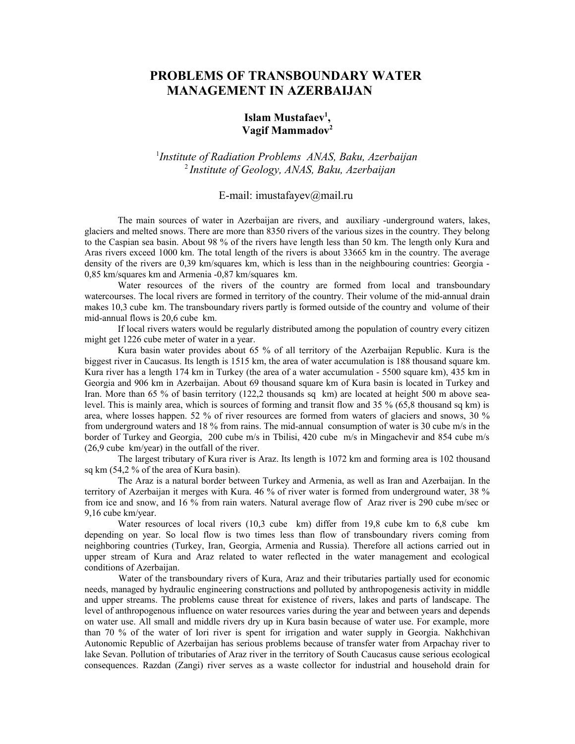# PROBLEMS OF TRANSBOUNDARY WATER MANAGEMENT IN AZERBAIJAN

**Islam Mustafaev[1], Vagif Mammadov[2]**

[1]*Institute of Radiation Problems ANAS, Baku, Azerbaijan*
[2]*Institute of Geology, ANAS, Baku, Azerbaijan*

E-mail: imustafayev@mail.ru

The main sources of water in Azerbaijan are rivers, and auxiliary -underground waters, lakes, glaciers and melted snows. There are more than 8350 rivers of the various sizes in the country. They belong to the Caspian sea basin. About 98 % of the rivers have length less than 50 km. The length only Kura and Aras rivers exceed 1000 km. The total length of the rivers is about 33665 km in the country. The average density of the rivers are 0,39 km/squares km, which is less than in the neighbouring countries: Georgia - 0,85 km/squares km and Armenia -0,87 km/squares km.

Water resources of the rivers of the country are formed from local and transboundary watercourses. The local rivers are formed in territory of the country. Their volume of the mid-annual drain makes 10,3 cube km. The transboundary rivers partly is formed outside of the country and volume of their mid-annual flows is 20,6 cube km.

If local rivers waters would be regularly distributed among the population of country every citizen might get 1226 cube meter of water in a year.

Kura basin water provides about 65 % of all territory of the Azerbaijan Republic. Kura is the biggest river in Caucasus. Its length is 1515 km, the area of water accumulation is 188 thousand square km. Kura river has a length 174 km in Turkey (the area of a water accumulation - 5500 square km), 435 km in Georgia and 906 km in Azerbaijan. About 69 thousand square km of Kura basin is located in Turkey and Iran. More than 65 % of basin territory (122,2 thousands sq km) are located at height 500 m above sea-level. This is mainly area, which is sources of forming and transit flow and 35 % (65,8 thousand sq km) is area, where losses happen. 52 % of river resources are formed from waters of glaciers and snows, 30 % from underground waters and 18 % from rains. The mid-annual consumption of water is 30 cube m/s in the border of Turkey and Georgia, 200 cube m/s in Tbilisi, 420 cube m/s in Mingachevir and 854 cube m/s (26,9 cube km/year) in the outfall of the river.

The largest tributary of Kura river is Araz. Its length is 1072 km and forming area is 102 thousand sq km (54,2 % of the area of Kura basin).

The Araz is a natural border between Turkey and Armenia, as well as Iran and Azerbaijan. In the territory of Azerbaijan it merges with Kura. 46 % of river water is formed from underground water, 38 % from ice and snow, and 16 % from rain waters. Natural average flow of Araz river is 290 cube m/sec or 9,16 cube km/year.

Water resources of local rivers (10,3 cube km) differ from 19,8 cube km to 6,8 cube km depending on year. So local flow is two times less than flow of transboundary rivers coming from neighboring countries (Turkey, Iran, Georgia, Armenia and Russia). Therefore all actions carried out in upper stream of Kura and Araz related to water reflected in the water management and ecological conditions of Azerbaijan.

Water of the transboundary rivers of Kura, Araz and their tributaries partially used for economic needs, managed by hydraulic engineering constructions and polluted by anthropogenesis activity in middle and upper streams. The problems cause threat for existence of rivers, lakes and parts of landscape. The level of anthropogenous influence on water resources varies during the year and between years and depends on water use. All small and middle rivers dry up in Kura basin because of water use. For example, more than 70 % of the water of Iori river is spent for irrigation and water supply in Georgia. Nakhchivan Autonomic Republic of Azerbaijan has serious problems because of transfer water from Arpachay river to lake Sevan. Pollution of tributaries of Araz river in the territory of South Caucasus cause serious ecological consequences. Razdan (Zangi) river serves as a waste collector for industrial and household drain for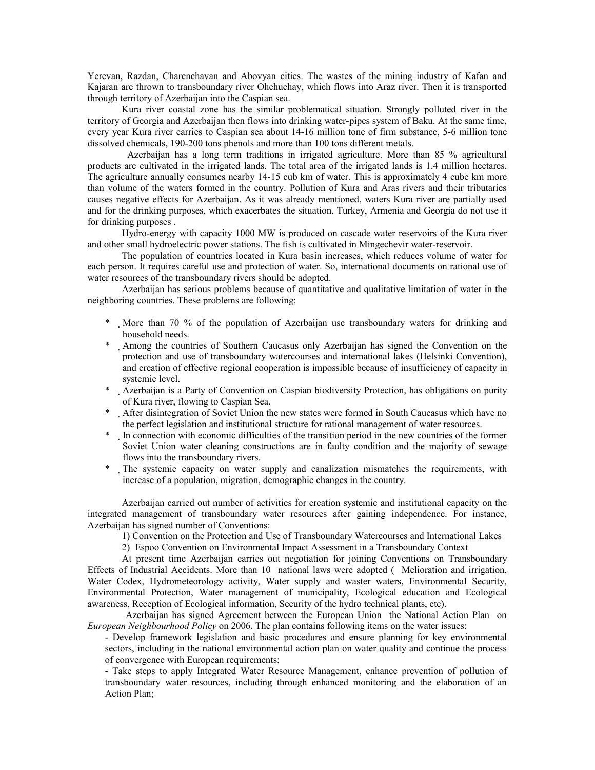Yerevan, Razdan, Charenchavan and Abovyan cities. The wastes of the mining industry of Kafan and Kajaran are thrown to transboundary river Ohchuchay, which flows into Araz river. Then it is transported through territory of Azerbaijan into the Caspian sea.

Kura river coastal zone has the similar problematical situation. Strongly polluted river in the territory of Georgia and Azerbaijan then flows into drinking water-pipes system of Baku. At the same time, every year Kura river carries to Caspian sea about 14-16 million tone of firm substance, 5-6 million tone dissolved chemicals, 190-200 tons phenols and more than 100 tons different metals.

Azerbaijan has a long term traditions in irrigated agriculture. More than 85 % agricultural products are cultivated in the irrigated lands. The total area of the irrigated lands is 1.4 million hectares. The agriculture annually consumes nearby 14-15 cub km of water. This is approximately 4 cube km more than volume of the waters formed in the country. Pollution of Kura and Aras rivers and their tributaries causes negative effects for Azerbaijan. As it was already mentioned, waters Kura river are partially used and for the drinking purposes, which exacerbates the situation. Turkey, Armenia and Georgia do not use it for drinking purposes .

Hydro-energy with capacity 1000 MW is produced on cascade water reservoirs of the Kura river and other small hydroelectric power stations. The fish is cultivated in Mingechevir water-reservoir.

The population of countries located in Kura basin increases, which reduces volume of water for each person. It requires careful use and protection of water. So, international documents on rational use of water resources of the transboundary rivers should be adopted.

Azerbaijan has serious problems because of quantitative and qualitative limitation of water in the neighboring countries. These problems are following:

* More than 70 % of the population of Azerbaijan use transboundary waters for drinking and household needs.
* Among the countries of Southern Caucasus only Azerbaijan has signed the Convention on the protection and use of transboundary watercourses and international lakes (Helsinki Convention), and creation of effective regional cooperation is impossible because of insufficiency of capacity in systemic level.
* Azerbaijan is a Party of Convention on Caspian biodiversity Protection, has obligations on purity of Kura river, flowing to Caspian Sea.
* After disintegration of Soviet Union the new states were formed in South Caucasus which have no the perfect legislation and institutional structure for rational management of water resources.
* In connection with economic difficulties of the transition period in the new countries of the former Soviet Union water cleaning constructions are in faulty condition and the majority of sewage flows into the transboundary rivers.
* The systemic capacity on water supply and canalization mismatches the requirements, with increase of a population, migration, demographic changes in the country.

Azerbaijan carried out number of activities for creation systemic and institutional capacity on the integrated management of transboundary water resources after gaining independence. For instance, Azerbaijan has signed number of Conventions:

1) Convention on the Protection and Use of Transboundary Watercourses and International Lakes
2) Espoo Convention on Environmental Impact Assessment in a Transboundary Context

At present time Azerbaijan carries out negotiation for joining Conventions on Transboundary Effects of Industrial Accidents. More than 10 national laws were adopted ( Melioration and irrigation, Water Codex, Hydrometeorology activity, Water supply and waster waters, Environmental Security, Environmental Protection, Water management of municipality, Ecological education and Ecological awareness, Reception of Ecological information, Security of the hydro technical plants, etc).

Azerbaijan has signed Agreement between the European Union the National Action Plan on *European Neighbourhood Policy* on 2006. The plan contains following items on the water issues:

- Develop framework legislation and basic procedures and ensure planning for key environmental sectors, including in the national environmental action plan on water quality and continue the process of convergence with European requirements;
- Take steps to apply Integrated Water Resource Management, enhance prevention of pollution of transboundary water resources, including through enhanced monitoring and the elaboration of an Action Plan;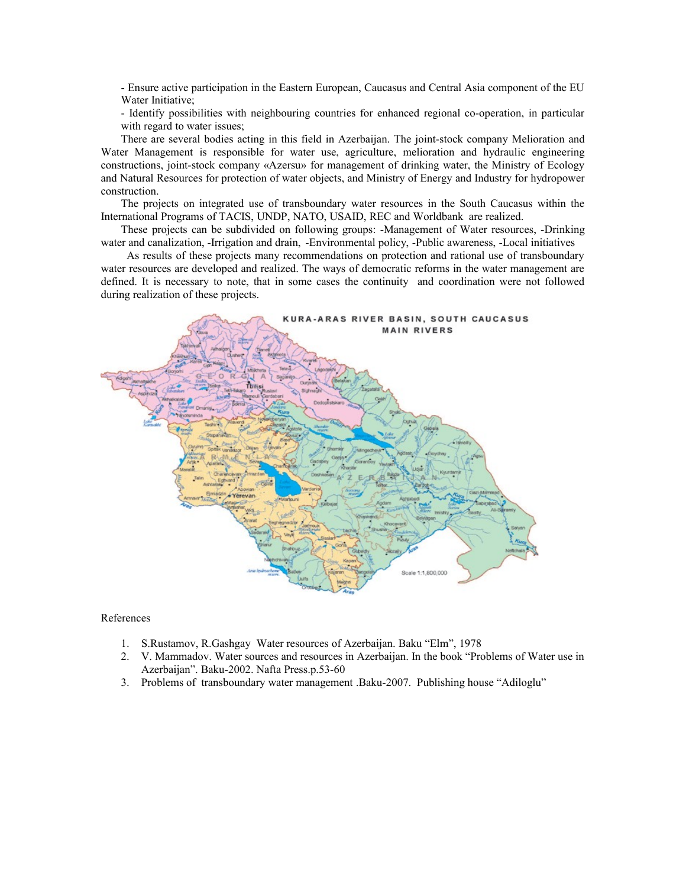- Ensure active participation in the Eastern European, Caucasus and Central Asia component of the EU Water Initiative;

- Identify possibilities with neighbouring countries for enhanced regional co-operation, in particular with regard to water issues;

There are several bodies acting in this field in Azerbaijan. The joint-stock company Melioration and Water Management is responsible for water use, agriculture, melioration and hydraulic engineering constructions, joint-stock company «Azersu» for management of drinking water, the Ministry of Ecology and Natural Resources for protection of water objects, and Ministry of Energy and Industry for hydropower construction.

The projects on integrated use of transboundary water resources in the South Caucasus within the International Programs of TACIS, UNDP, NATO, USAID, REC and Worldbank are realized.

These projects can be subdivided on following groups: -Management of Water resources, -Drinking water and canalization, -Irrigation and drain, -Environmental policy, -Public awareness, -Local initiatives

As results of these projects many recommendations on protection and rational use of transboundary water resources are developed and realized. The ways of democratic reforms in the water management are defined. It is necessary to note, that in some cases the continuity and coordination were not followed during realization of these projects.

KURA-ARAS RIVER BASIN, SOUTH CAUCASUS
MAIN RIVERS

Scale 1:1,600,000

References

1. S.Rustamov, R.Gashgay Water resources of Azerbaijan. Baku "Elm", 1978
2. V. Mammadov. Water sources and resources in Azerbaijan. In the book "Problems of Water use in Azerbaijan". Baku-2002. Nafta Press.p.53-60
3. Problems of transboundary water management .Baku-2007. Publishing house "Adiloglu"